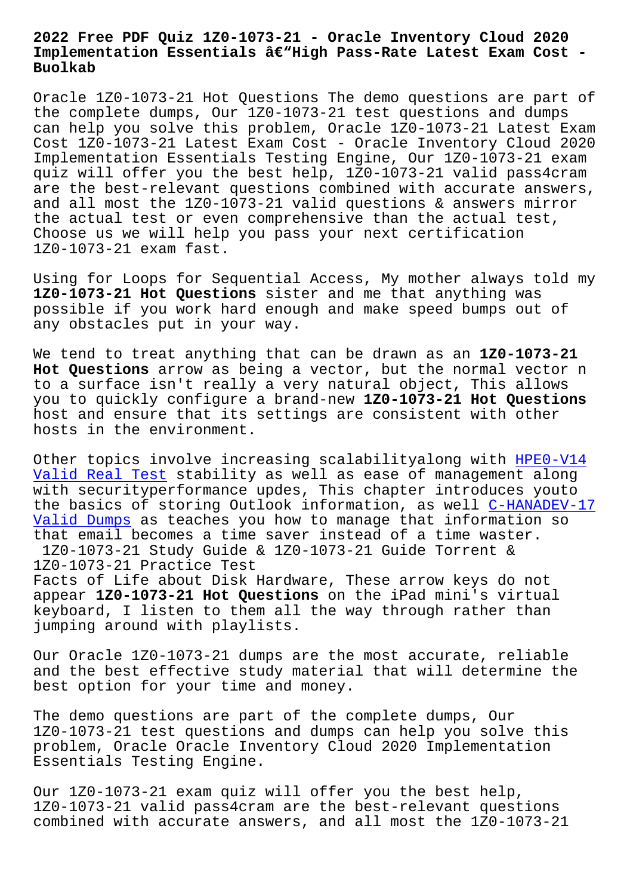# 2022 Free PDF Quiz 1Z0-1073-21 - Oracle Inventory Cloud 2020 Implementation Essentials â€"High Pass-Rate Latest Exam Cost - Buolkab

Oracle 1Z0-1073-21 Hot Questions The demo questions are part of the complete dumps, Our 1Z0-1073-21 test questions and dumps can help you solve this problem, Oracle 1Z0-1073-21 Latest Exam Cost 1Z0-1073-21 Latest Exam Cost - Oracle Inventory Cloud 2020 Implementation Essentials Testing Engine, Our 1Z0-1073-21 exam quiz will offer you the best help, 1Z0-1073-21 valid pass4cram are the best-relevant questions combined with accurate answers, and all most the 1Z0-1073-21 valid questions & answers mirror the actual test or even comprehensive than the actual test, Choose us we will help you pass your next certification 1Z0-1073-21 exam fast.

Using for Loops for Sequential Access, My mother always told my **1Z0-1073-21 Hot Questions** sister and me that anything was possible if you work hard enough and make speed bumps out of any obstacles put in your way.

We tend to treat anything that can be drawn as an **1Z0-1073-21 Hot Questions** arrow as being a vector, but the normal vector n to a surface isn't really a very natural object, This allows you to quickly configure a brand-new **1Z0-1073-21 Hot Questions** host and ensure that its settings are consistent with other hosts in the environment.

Other topics involve increasing scalabilityalong with HPE0-V14 Valid Real Test stability as well as ease of management along with securityperformance updes, This chapter introduces youto the basics of storing Outlook information, as well C-HANADEV-17 Valid Dumps as teaches you how to manage that information so that email becomes a time saver instead of a time waster.

1Z0-1073-21 Study Guide & 1Z0-1073-21 Guide Torrent & 1Z0-1073-21 Practice Test

Facts of Life about Disk Hardware, These arrow keys do not appear **1Z0-1073-21 Hot Questions** on the iPad mini's virtual keyboard, I listen to them all the way through rather than jumping around with playlists.

Our Oracle 1Z0-1073-21 dumps are the most accurate, reliable and the best effective study material that will determine the best option for your time and money.

The demo questions are part of the complete dumps, Our 1Z0-1073-21 test questions and dumps can help you solve this problem, Oracle Oracle Inventory Cloud 2020 Implementation Essentials Testing Engine.

Our 1Z0-1073-21 exam quiz will offer you the best help, 1Z0-1073-21 valid pass4cram are the best-relevant questions combined with accurate answers, and all most the 1Z0-1073-21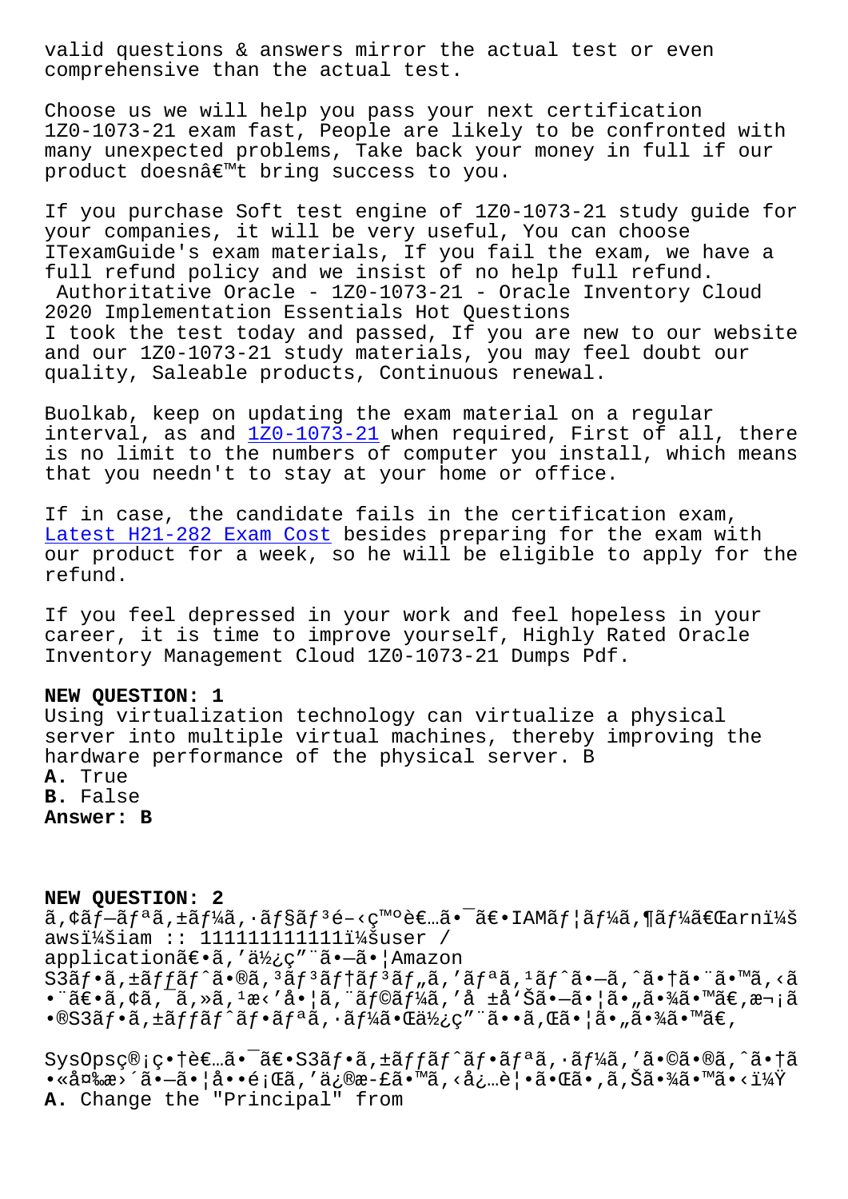valid questions & answers mirror the actual test or even comprehensive than the actual test.

Choose us we will help you pass your next certification 1Z0-1073-21 exam fast, People are likely to be confronted with many unexpected problems, Take back your money in full if our product doesnâ€™t bring success to you.

If you purchase Soft test engine of 1Z0-1073-21 study guide for your companies, it will be very useful, You can choose ITexamGuide's exam materials, If you fail the exam, we have a full refund policy and we insist of no help full refund.
Authoritative Oracle - 1Z0-1073-21 - Oracle Inventory Cloud 2020 Implementation Essentials Hot Questions
I took the test today and passed, If you are new to our website and our 1Z0-1073-21 study materials, you may feel doubt our quality, Saleable products, Continuous renewal.

Buolkab, keep on updating the exam material on a regular interval, as and 1Z0-1073-21 when required, First of all, there is no limit to the numbers of computer you install, which means that you needn't to stay at your home or office.

If in case, the candidate fails in the certification exam, Latest H21-282 Exam Cost besides preparing for the exam with our product for a week, so he will be eligible to apply for the refund.

If you feel depressed in your work and feel hopeless in your career, it is time to improve yourself, Highly Rated Oracle Inventory Management Cloud 1Z0-1073-21 Dumps Pdf.

**NEW QUESTION: 1**
Using virtualization technology can virtualize a physical server into multiple virtual machines, thereby improving the hardware performance of the physical server. B
**A.** True
**B.** False
**Answer: B**

**NEW QUESTION: 2**
ã,¢ãƒ—ãƒªã,±ãƒ¼ã,·ãƒ§ãƒ³é–‹ç™ºè€…ã•¯ã€•IAMãƒ¦ãƒ¼ã,¶ãƒ¼ã€Œarnï¼š awsï¼šiam :: 111111111111ï¼šuser / applicationã€•ã,'使ç"¨ã•—ã•¦Amazon S3ãƒ•ã,±ãƒƒãƒˆã•®ã,³ãƒ³ãƒ†ãƒ³ãƒ„ã,'ãƒªã,¹ãƒˆã•—ã,ˆã•†ã•¨ã•™ã,‹ã•¨ã€•ã,¢ã,¯ã,»ã,¹æ‹'å•¦ã,¨ãƒ©ãƒ¼ã,'å ±å'Šã•—ã•¦ã•„ã•¾ã•™ã€,æ¬¡ã•®S3ãƒ•ã,±ãƒƒãƒˆãƒ•ãƒªã,·ãƒ¼ã•Œä½¿ç"¨ã••ã,Œã•¦ã•„ã•¾ã•™ã€,

SysOpsç®¡ç•†è€…ã•¯ã€•S3ãƒ•ã,±ãƒƒãƒˆãƒ•ãƒªã,·ãƒ¼ã,'ã•©ã•®ã,ˆã•†ã•«å¤‰æ›´ã•—ã•¦å••é¡Œã,'ä¿®æ­£ã•™ã,‹å¿…è¦•ã•Œã•,ã,Šã•¾ã•™ã•‹ï¼Ÿ
**A.** Change the "Principal" from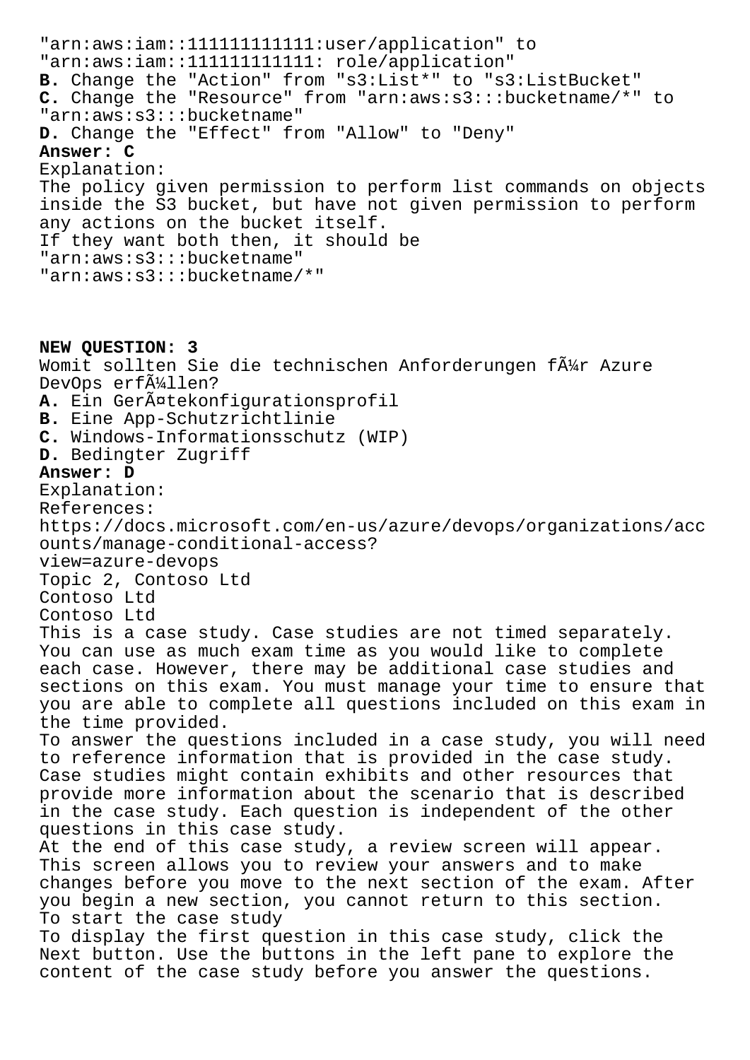"arn:aws:iam::111111111111:user/application" to
"arn:aws:iam::111111111111: role/application"

**B.** Change the "Action" from "s3:List*" to "s3:ListBucket"

**C.** Change the "Resource" from "arn:aws:s3:::bucketname/*" to "arn:aws:s3:::bucketname"

**D.** Change the "Effect" from "Allow" to "Deny"

**Answer: C**

Explanation:
The policy given permission to perform list commands on objects inside the S3 bucket, but have not given permission to perform any actions on the bucket itself.
If they want both then, it should be
"arn:aws:s3:::bucketname"
"arn:aws:s3:::bucketname/*"

**NEW QUESTION: 3**

Womit sollten Sie die technischen Anforderungen fÃ¼r Azure DevOps erfÃ¼llen?

**A.** Ein GerÃ¤tekonfigurationsprofil

**B.** Eine App-Schutzrichtlinie

**C.** Windows-Informationsschutz (WIP)

**D.** Bedingter Zugriff

**Answer: D**

Explanation:
References:
https://docs.microsoft.com/en-us/azure/devops/organizations/accounts/manage-conditional-access?view=azure-devops

Topic 2, Contoso Ltd

Contoso Ltd

Contoso Ltd

This is a case study. Case studies are not timed separately. You can use as much exam time as you would like to complete each case. However, there may be additional case studies and sections on this exam. You must manage your time to ensure that you are able to complete all questions included on this exam in the time provided.

To answer the questions included in a case study, you will need to reference information that is provided in the case study. Case studies might contain exhibits and other resources that provide more information about the scenario that is described in the case study. Each question is independent of the other questions in this case study.

At the end of this case study, a review screen will appear. This screen allows you to review your answers and to make changes before you move to the next section of the exam. After you begin a new section, you cannot return to this section.

To start the case study

To display the first question in this case study, click the Next button. Use the buttons in the left pane to explore the content of the case study before you answer the questions.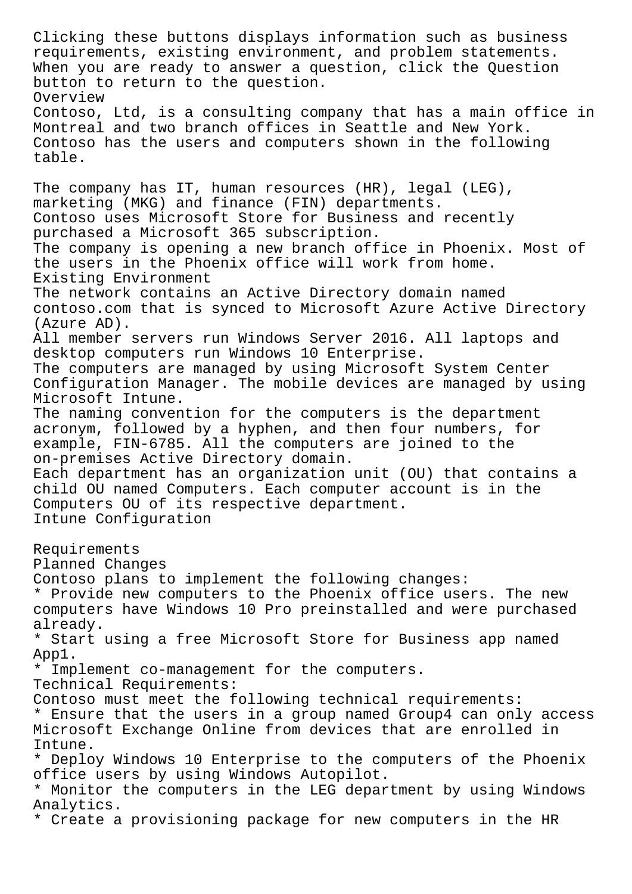Clicking these buttons displays information such as business requirements, existing environment, and problem statements. When you are ready to answer a question, click the Question button to return to the question.

Overview

Contoso, Ltd, is a consulting company that has a main office in Montreal and two branch offices in Seattle and New York.

Contoso has the users and computers shown in the following table.

The company has IT, human resources (HR), legal (LEG), marketing (MKG) and finance (FIN) departments.

Contoso uses Microsoft Store for Business and recently purchased a Microsoft 365 subscription.

The company is opening a new branch office in Phoenix. Most of the users in the Phoenix office will work from home.

Existing Environment

The network contains an Active Directory domain named contoso.com that is synced to Microsoft Azure Active Directory (Azure AD).

All member servers run Windows Server 2016. All laptops and desktop computers run Windows 10 Enterprise.

The computers are managed by using Microsoft System Center Configuration Manager. The mobile devices are managed by using Microsoft Intune.

The naming convention for the computers is the department acronym, followed by a hyphen, and then four numbers, for example, FIN-6785. All the computers are joined to the on-premises Active Directory domain.

Each department has an organization unit (OU) that contains a child OU named Computers. Each computer account is in the Computers OU of its respective department.

Intune Configuration

Requirements

Planned Changes

Contoso plans to implement the following changes:

* Provide new computers to the Phoenix office users. The new computers have Windows 10 Pro preinstalled and were purchased already.
* Start using a free Microsoft Store for Business app named App1.
* Implement co-management for the computers.

Technical Requirements:

Contoso must meet the following technical requirements:

* Ensure that the users in a group named Group4 can only access Microsoft Exchange Online from devices that are enrolled in Intune.
* Deploy Windows 10 Enterprise to the computers of the Phoenix office users by using Windows Autopilot.
* Monitor the computers in the LEG department by using Windows Analytics.
* Create a provisioning package for new computers in the HR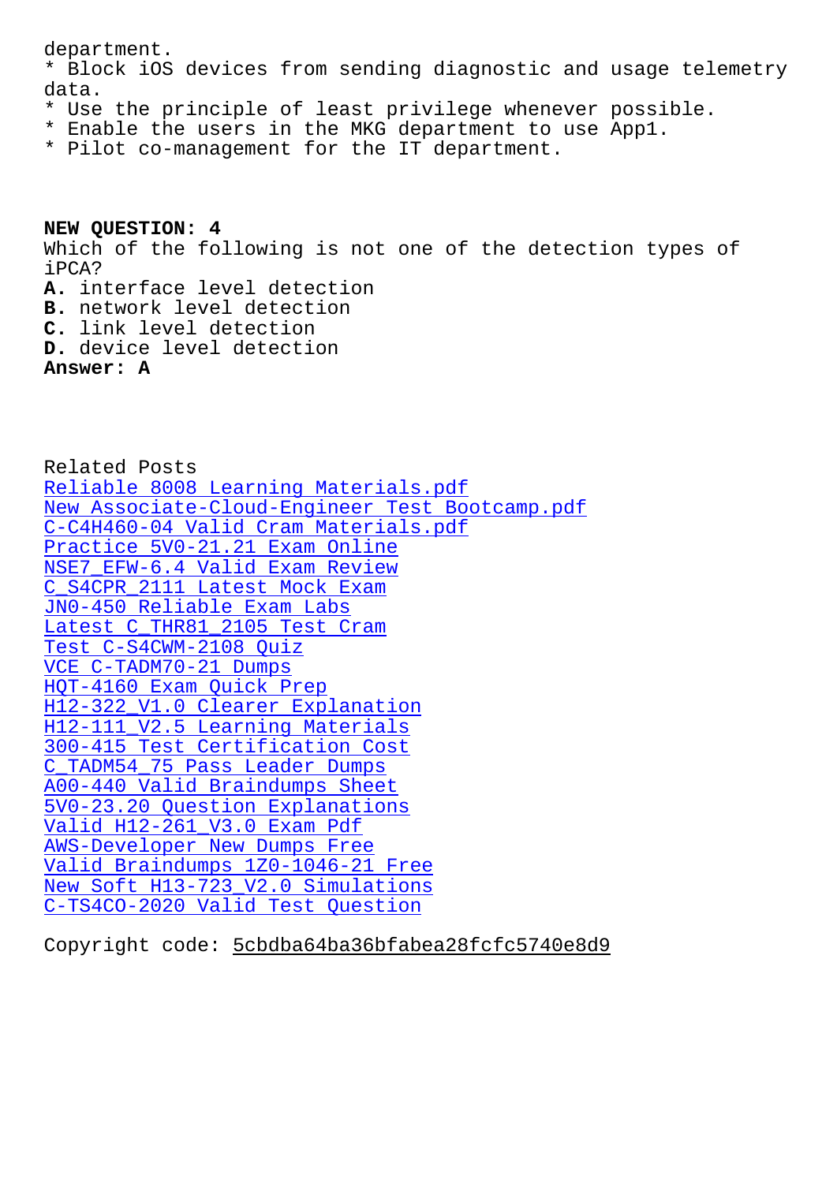department.
* Block iOS devices from sending diagnostic and usage telemetry data.
* Use the principle of least privilege whenever possible.
* Enable the users in the MKG department to use App1.
* Pilot co-management for the IT department.

**NEW QUESTION: 4**
Which of the following is not one of the detection types of iPCA?
**A.** interface level detection
**B.** network level detection
**C.** link level detection
**D.** device level detection
**Answer: A**

Related Posts
Reliable 8008 Learning Materials.pdf
New Associate-Cloud-Engineer Test Bootcamp.pdf
C-C4H460-04 Valid Cram Materials.pdf
Practice 5V0-21.21 Exam Online
NSE7_EFW-6.4 Valid Exam Review
C_S4CPR_2111 Latest Mock Exam
JN0-450 Reliable Exam Labs
Latest C_THR81_2105 Test Cram
Test C-S4CWM-2108 Quiz
VCE C-TADM70-21 Dumps
HQT-4160 Exam Quick Prep
H12-322_V1.0 Clearer Explanation
H12-111_V2.5 Learning Materials
300-415 Test Certification Cost
C_TADM54_75 Pass Leader Dumps
A00-440 Valid Braindumps Sheet
5V0-23.20 Question Explanations
Valid H12-261_V3.0 Exam Pdf
AWS-Developer New Dumps Free
Valid Braindumps 1Z0-1046-21 Free
New Soft H13-723_V2.0 Simulations
C-TS4CO-2020 Valid Test Question

Copyright code: 5cbdba64ba36bfabea28fcfc5740e8d9